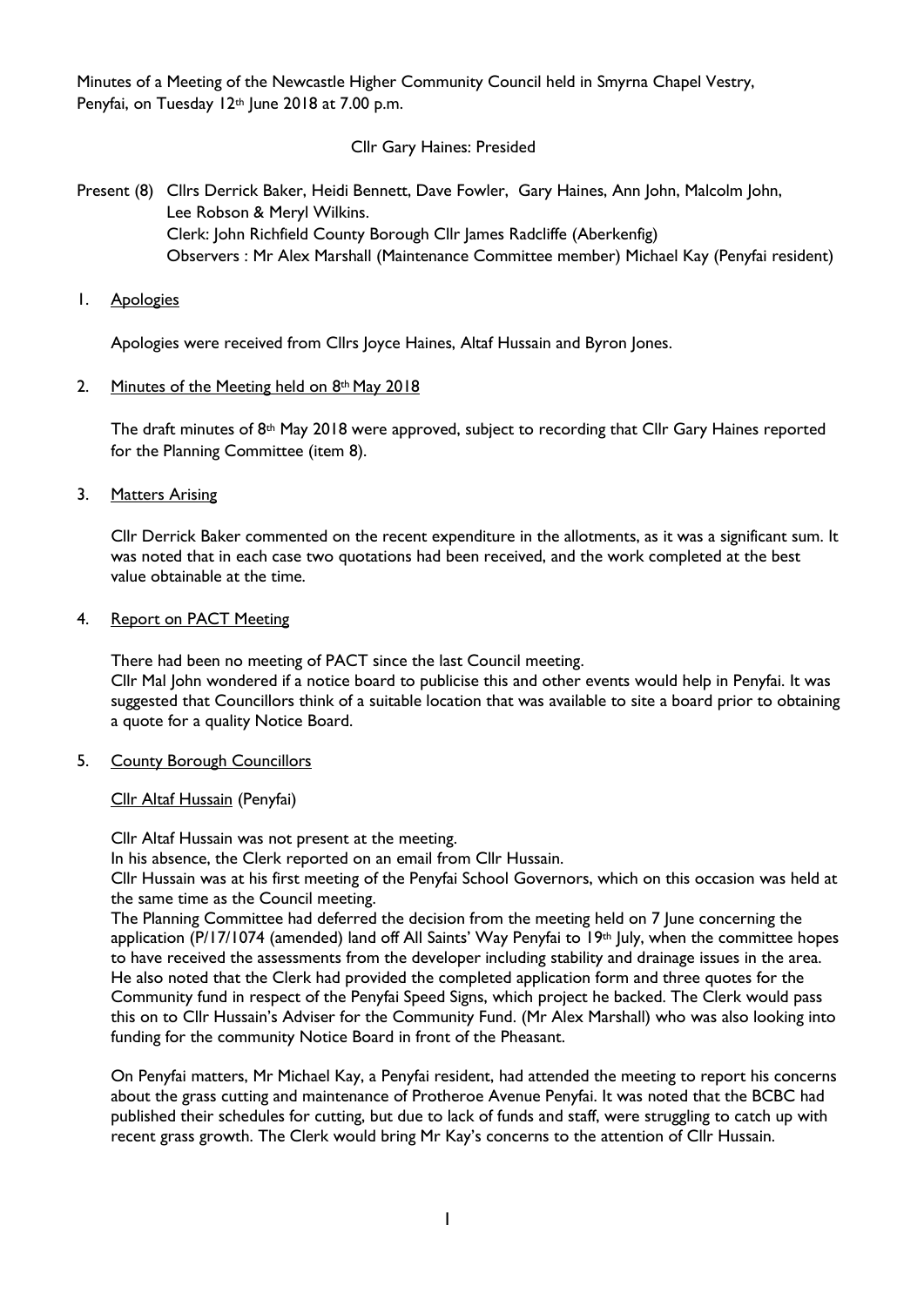Minutes of a Meeting of the Newcastle Higher Community Council held in Smyrna Chapel Vestry, Penyfai, on Tuesday 12th June 2018 at 7.00 p.m.

Cllr Gary Haines: Presided

Present (8) Cllrs Derrick Baker, Heidi Bennett, Dave Fowler, Gary Haines, Ann John, Malcolm John, Lee Robson & Meryl Wilkins.
Clerk: John Richfield County Borough Cllr James Radcliffe (Aberkenfig)
Observers : Mr Alex Marshall (Maintenance Committee member) Michael Kay (Penyfai resident)

1. <u>Apologies</u>

   Apologies were received from Cllrs Joyce Haines, Altaf Hussain and Byron Jones.

2. <u>Minutes of the Meeting held on 8th May 2018</u>

   The draft minutes of 8th May 2018 were approved, subject to recording that Cllr Gary Haines reported for the Planning Committee (item 8).

3. <u>Matters Arising</u>

   Cllr Derrick Baker commented on the recent expenditure in the allotments, as it was a significant sum. It was noted that in each case two quotations had been received, and the work completed at the best value obtainable at the time.

4. <u>Report on PACT Meeting</u>

   There had been no meeting of PACT since the last Council meeting.
   Cllr Mal John wondered if a notice board to publicise this and other events would help in Penyfai. It was suggested that Councillors think of a suitable location that was available to site a board prior to obtaining a quote for a quality Notice Board.

5. <u>County Borough Councillors</u>

   <u>Cllr Altaf Hussain</u> (Penyfai)

   Cllr Altaf Hussain was not present at the meeting.
   In his absence, the Clerk reported on an email from Cllr Hussain.
   Cllr Hussain was at his first meeting of the Penyfai School Governors, which on this occasion was held at the same time as the Council meeting.
   The Planning Committee had deferred the decision from the meeting held on 7 June concerning the application (P/17/1074 (amended) land off All Saints' Way Penyfai to 19th July, when the committee hopes to have received the assessments from the developer including stability and drainage issues in the area. He also noted that the Clerk had provided the completed application form and three quotes for the Community fund in respect of the Penyfai Speed Signs, which project he backed. The Clerk would pass this on to Cllr Hussain's Adviser for the Community Fund. (Mr Alex Marshall) who was also looking into funding for the community Notice Board in front of the Pheasant.

   On Penyfai matters, Mr Michael Kay, a Penyfai resident, had attended the meeting to report his concerns about the grass cutting and maintenance of Protheroe Avenue Penyfai. It was noted that the BCBC had published their schedules for cutting, but due to lack of funds and staff, were struggling to catch up with recent grass growth. The Clerk would bring Mr Kay's concerns to the attention of Cllr Hussain.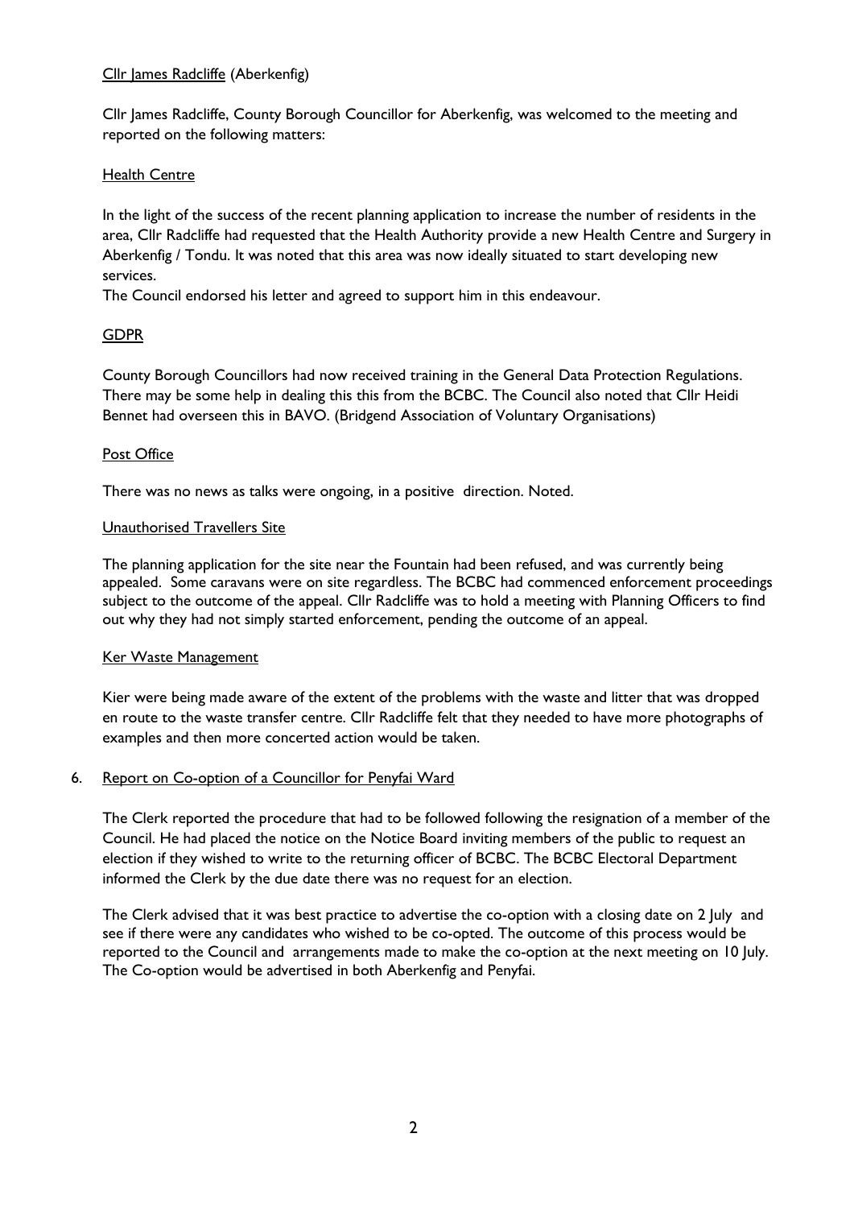Cllr James Radcliffe (Aberkenfig)

Cllr James Radcliffe, County Borough Councillor for Aberkenfig, was welcomed to the meeting and reported on the following matters:

Health Centre

In the light of the success of the recent planning application to increase the number of residents in the area, Cllr Radcliffe had requested that the Health Authority provide a new Health Centre and Surgery in Aberkenfig / Tondu. It was noted that this area was now ideally situated to start developing new services.
The Council endorsed his letter and agreed to support him in this endeavour.

GDPR

County Borough Councillors had now received training in the General Data Protection Regulations. There may be some help in dealing this this from the BCBC. The Council also noted that Cllr Heidi Bennet had overseen this in BAVO. (Bridgend Association of Voluntary Organisations)

Post Office

There was no news as talks were ongoing, in a positive direction. Noted.

Unauthorised Travellers Site

The planning application for the site near the Fountain had been refused, and was currently being appealed. Some caravans were on site regardless. The BCBC had commenced enforcement proceedings subject to the outcome of the appeal. Cllr Radcliffe was to hold a meeting with Planning Officers to find out why they had not simply started enforcement, pending the outcome of an appeal.

Ker Waste Management

Kier were being made aware of the extent of the problems with the waste and litter that was dropped en route to the waste transfer centre. Cllr Radcliffe felt that they needed to have more photographs of examples and then more concerted action would be taken.

6. Report on Co-option of a Councillor for Penyfai Ward

The Clerk reported the procedure that had to be followed following the resignation of a member of the Council. He had placed the notice on the Notice Board inviting members of the public to request an election if they wished to write to the returning officer of BCBC. The BCBC Electoral Department informed the Clerk by the due date there was no request for an election.

The Clerk advised that it was best practice to advertise the co-option with a closing date on 2 July and see if there were any candidates who wished to be co-opted. The outcome of this process would be reported to the Council and arrangements made to make the co-option at the next meeting on 10 July. The Co-option would be advertised in both Aberkenfig and Penyfai.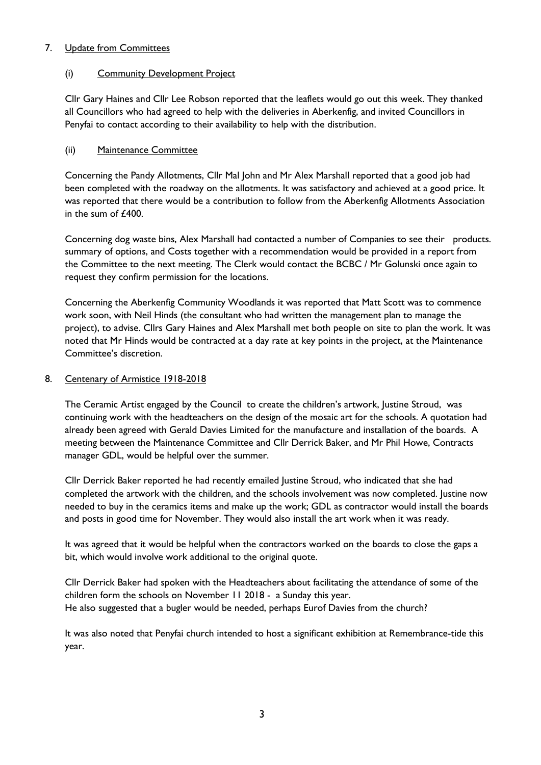7. Update from Committees

   (i) Community Development Project

   Cllr Gary Haines and Cllr Lee Robson reported that the leaflets would go out this week. They thanked all Councillors who had agreed to help with the deliveries in Aberkenfig, and invited Councillors in Penyfai to contact according to their availability to help with the distribution.

   (ii) Maintenance Committee

   Concerning the Pandy Allotments, Cllr Mal John and Mr Alex Marshall reported that a good job had been completed with the roadway on the allotments. It was satisfactory and achieved at a good price. It was reported that there would be a contribution to follow from the Aberkenfig Allotments Association in the sum of £400.

   Concerning dog waste bins, Alex Marshall had contacted a number of Companies to see their products. summary of options, and Costs together with a recommendation would be provided in a report from the Committee to the next meeting. The Clerk would contact the BCBC / Mr Golunski once again to request they confirm permission for the locations.

   Concerning the Aberkenfig Community Woodlands it was reported that Matt Scott was to commence work soon, with Neil Hinds (the consultant who had written the management plan to manage the project), to advise. Cllrs Gary Haines and Alex Marshall met both people on site to plan the work. It was noted that Mr Hinds would be contracted at a day rate at key points in the project, at the Maintenance Committee's discretion.

8. Centenary of Armistice 1918-2018

   The Ceramic Artist engaged by the Council to create the children's artwork, Justine Stroud, was continuing work with the headteachers on the design of the mosaic art for the schools. A quotation had already been agreed with Gerald Davies Limited for the manufacture and installation of the boards. A meeting between the Maintenance Committee and Cllr Derrick Baker, and Mr Phil Howe, Contracts manager GDL, would be helpful over the summer.

   Cllr Derrick Baker reported he had recently emailed Justine Stroud, who indicated that she had completed the artwork with the children, and the schools involvement was now completed. Justine now needed to buy in the ceramics items and make up the work; GDL as contractor would install the boards and posts in good time for November. They would also install the art work when it was ready.

   It was agreed that it would be helpful when the contractors worked on the boards to close the gaps a bit, which would involve work additional to the original quote.

   Cllr Derrick Baker had spoken with the Headteachers about facilitating the attendance of some of the children form the schools on November 11 2018 - a Sunday this year.
   He also suggested that a bugler would be needed, perhaps Eurof Davies from the church?

   It was also noted that Penyfai church intended to host a significant exhibition at Remembrance-tide this year.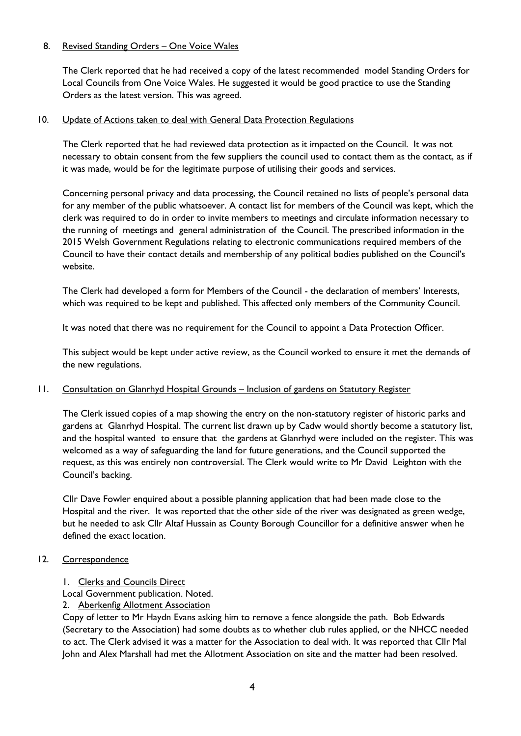8. Revised Standing Orders – One Voice Wales

The Clerk reported that he had received a copy of the latest recommended model Standing Orders for Local Councils from One Voice Wales. He suggested it would be good practice to use the Standing Orders as the latest version. This was agreed.

10. Update of Actions taken to deal with General Data Protection Regulations

The Clerk reported that he had reviewed data protection as it impacted on the Council. It was not necessary to obtain consent from the few suppliers the council used to contact them as the contact, as if it was made, would be for the legitimate purpose of utilising their goods and services.

Concerning personal privacy and data processing, the Council retained no lists of people's personal data for any member of the public whatsoever. A contact list for members of the Council was kept, which the clerk was required to do in order to invite members to meetings and circulate information necessary to the running of meetings and general administration of the Council. The prescribed information in the 2015 Welsh Government Regulations relating to electronic communications required members of the Council to have their contact details and membership of any political bodies published on the Council's website.

The Clerk had developed a form for Members of the Council - the declaration of members' Interests, which was required to be kept and published. This affected only members of the Community Council.

It was noted that there was no requirement for the Council to appoint a Data Protection Officer.

This subject would be kept under active review, as the Council worked to ensure it met the demands of the new regulations.

11. Consultation on Glanrhyd Hospital Grounds – Inclusion of gardens on Statutory Register

The Clerk issued copies of a map showing the entry on the non-statutory register of historic parks and gardens at Glanrhyd Hospital. The current list drawn up by Cadw would shortly become a statutory list, and the hospital wanted to ensure that the gardens at Glanrhyd were included on the register. This was welcomed as a way of safeguarding the land for future generations, and the Council supported the request, as this was entirely non controversial. The Clerk would write to Mr David Leighton with the Council's backing.

Cllr Dave Fowler enquired about a possible planning application that had been made close to the Hospital and the river. It was reported that the other side of the river was designated as green wedge, but he needed to ask Cllr Altaf Hussain as County Borough Councillor for a definitive answer when he defined the exact location.

12. Correspondence

1. Clerks and Councils Direct

Local Government publication. Noted.

2. Aberkenfig Allotment Association

Copy of letter to Mr Haydn Evans asking him to remove a fence alongside the path. Bob Edwards (Secretary to the Association) had some doubts as to whether club rules applied, or the NHCC needed to act. The Clerk advised it was a matter for the Association to deal with. It was reported that Cllr Mal John and Alex Marshall had met the Allotment Association on site and the matter had been resolved.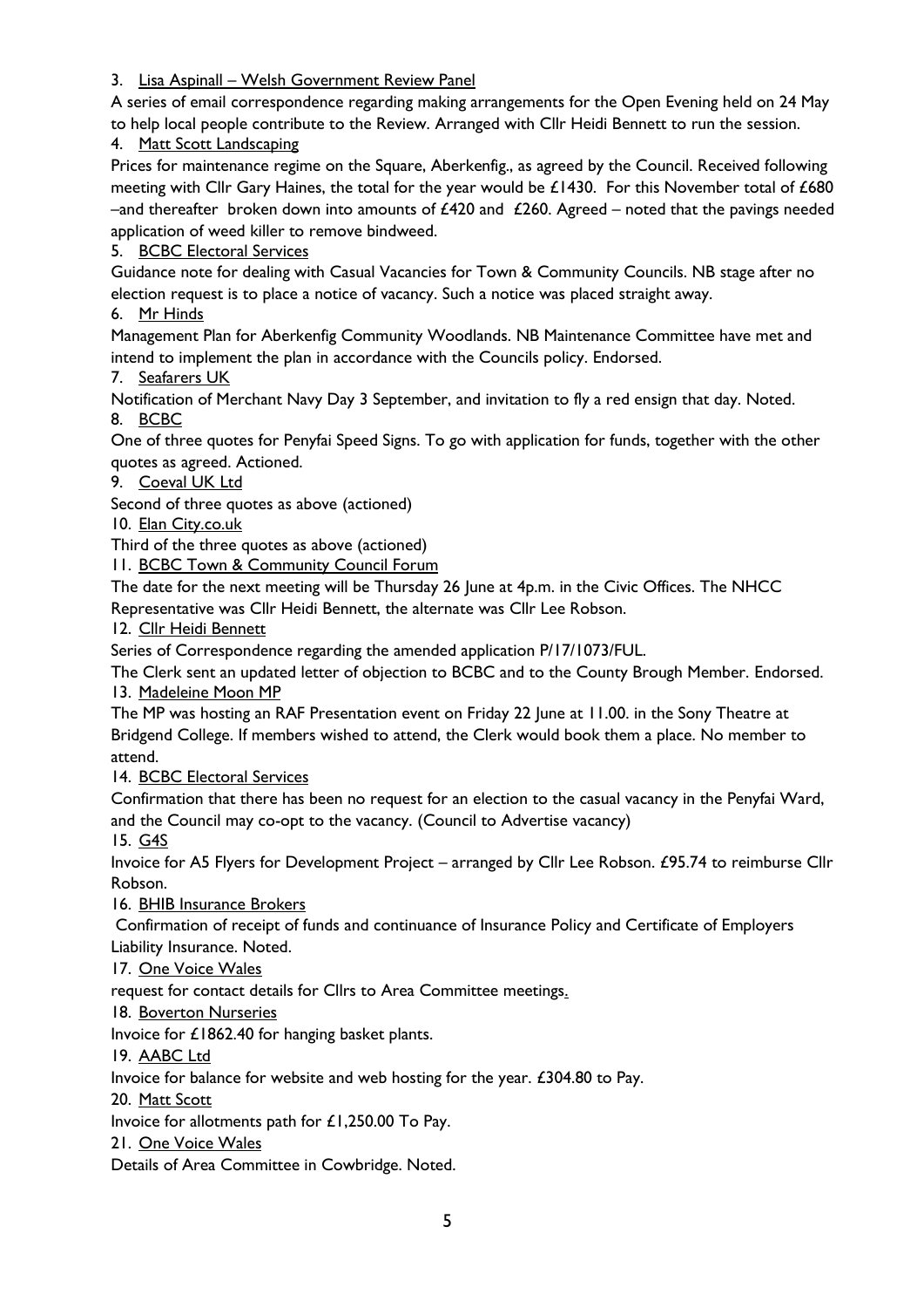3. Lisa Aspinall – Welsh Government Review Panel

A series of email correspondence regarding making arrangements for the Open Evening held on 24 May to help local people contribute to the Review. Arranged with Cllr Heidi Bennett to run the session.

4. Matt Scott Landscaping

Prices for maintenance regime on the Square, Aberkenfig., as agreed by the Council. Received following meeting with Cllr Gary Haines, the total for the year would be £1430. For this November total of £680 –and thereafter broken down into amounts of £420 and £260. Agreed – noted that the pavings needed application of weed killer to remove bindweed.

5. BCBC Electoral Services

Guidance note for dealing with Casual Vacancies for Town & Community Councils. NB stage after no election request is to place a notice of vacancy. Such a notice was placed straight away.

6. Mr Hinds

Management Plan for Aberkenfig Community Woodlands. NB Maintenance Committee have met and intend to implement the plan in accordance with the Councils policy. Endorsed.

7. Seafarers UK

Notification of Merchant Navy Day 3 September, and invitation to fly a red ensign that day. Noted.

8. BCBC

One of three quotes for Penyfai Speed Signs. To go with application for funds, together with the other quotes as agreed. Actioned.

9. Coeval UK Ltd

Second of three quotes as above (actioned)

10. Elan City.co.uk

Third of the three quotes as above (actioned)

11. BCBC Town & Community Council Forum

The date for the next meeting will be Thursday 26 June at 4p.m. in the Civic Offices. The NHCC Representative was Cllr Heidi Bennett, the alternate was Cllr Lee Robson.

12. Cllr Heidi Bennett

Series of Correspondence regarding the amended application P/17/1073/FUL.

The Clerk sent an updated letter of objection to BCBC and to the County Brough Member. Endorsed.

13. Madeleine Moon MP

The MP was hosting an RAF Presentation event on Friday 22 June at 11.00. in the Sony Theatre at Bridgend College. If members wished to attend, the Clerk would book them a place. No member to attend.

14. BCBC Electoral Services

Confirmation that there has been no request for an election to the casual vacancy in the Penyfai Ward, and the Council may co-opt to the vacancy. (Council to Advertise vacancy)

15. G4S

Invoice for A5 Flyers for Development Project – arranged by Cllr Lee Robson. £95.74 to reimburse Cllr Robson.

16. BHIB Insurance Brokers

Confirmation of receipt of funds and continuance of Insurance Policy and Certificate of Employers Liability Insurance. Noted.

17. One Voice Wales

request for contact details for Cllrs to Area Committee meetings.

18. Boverton Nurseries

Invoice for £1862.40 for hanging basket plants.

19. AABC Ltd

Invoice for balance for website and web hosting for the year. £304.80 to Pay.

20. Matt Scott

Invoice for allotments path for £1,250.00 To Pay.

21. One Voice Wales

Details of Area Committee in Cowbridge. Noted.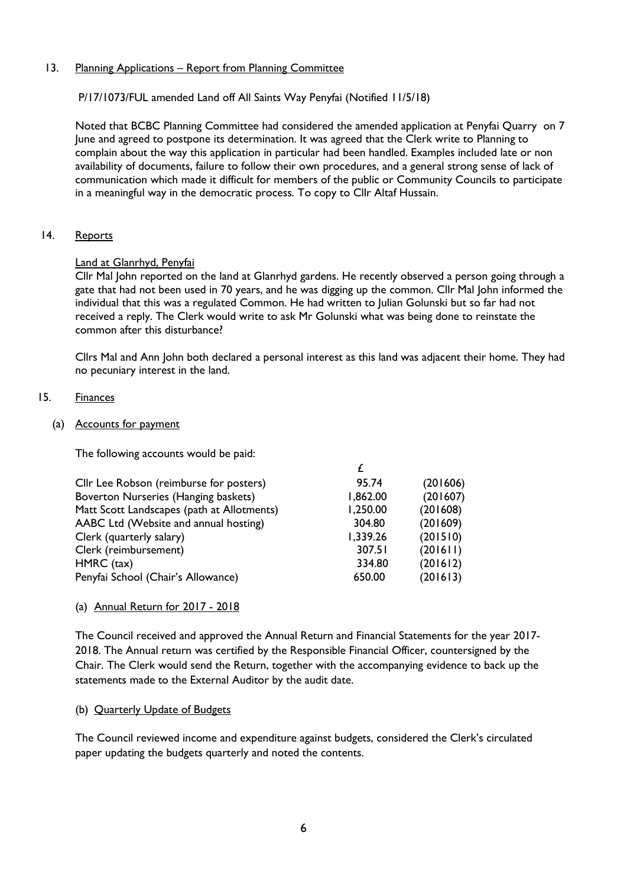13. Planning Applications – Report from Planning Committee

P/17/1073/FUL amended Land off All Saints Way Penyfai (Notified 11/5/18)

Noted that BCBC Planning Committee had considered the amended application at Penyfai Quarry on 7 June and agreed to postpone its determination. It was agreed that the Clerk write to Planning to complain about the way this application in particular had been handled. Examples included late or non availability of documents, failure to follow their own procedures, and a general strong sense of lack of communication which made it difficult for members of the public or Community Councils to participate in a meaningful way in the democratic process. To copy to Cllr Altaf Hussain.

14. Reports

Land at Glanrhyd, Penyfai

Cllr Mal John reported on the land at Glanrhyd gardens. He recently observed a person going through a gate that had not been used in 70 years, and he was digging up the common. Cllr Mal John informed the individual that this was a regulated Common. He had written to Julian Golunski but so far had not received a reply. The Clerk would write to ask Mr Golunski what was being done to reinstate the common after this disturbance?

Cllrs Mal and Ann John both declared a personal interest as this land was adjacent their home. They had no pecuniary interest in the land.

15. Finances

(a) Accounts for payment

The following accounts would be paid:

| | £ | |
|---|---|---|
| Cllr Lee Robson (reimburse for posters) | 95.74 | (201606) |
| Boverton Nurseries (Hanging baskets) | 1,862.00 | (201607) |
| Matt Scott Landscapes (path at Allotments) | 1,250.00 | (201608) |
| AABC Ltd (Website and annual hosting) | 304.80 | (201609) |
| Clerk (quarterly salary) | 1,339.26 | (201510) |
| Clerk (reimbursement) | 307.51 | (201611) |
| HMRC (tax) | 334.80 | (201612) |
| Penyfai School (Chair's Allowance) | 650.00 | (201613) |

(a) Annual Return for 2017 - 2018

The Council received and approved the Annual Return and Financial Statements for the year 2017-2018. The Annual return was certified by the Responsible Financial Officer, countersigned by the Chair. The Clerk would send the Return, together with the accompanying evidence to back up the statements made to the External Auditor by the audit date.

(b) Quarterly Update of Budgets

The Council reviewed income and expenditure against budgets, considered the Clerk's circulated paper updating the budgets quarterly and noted the contents.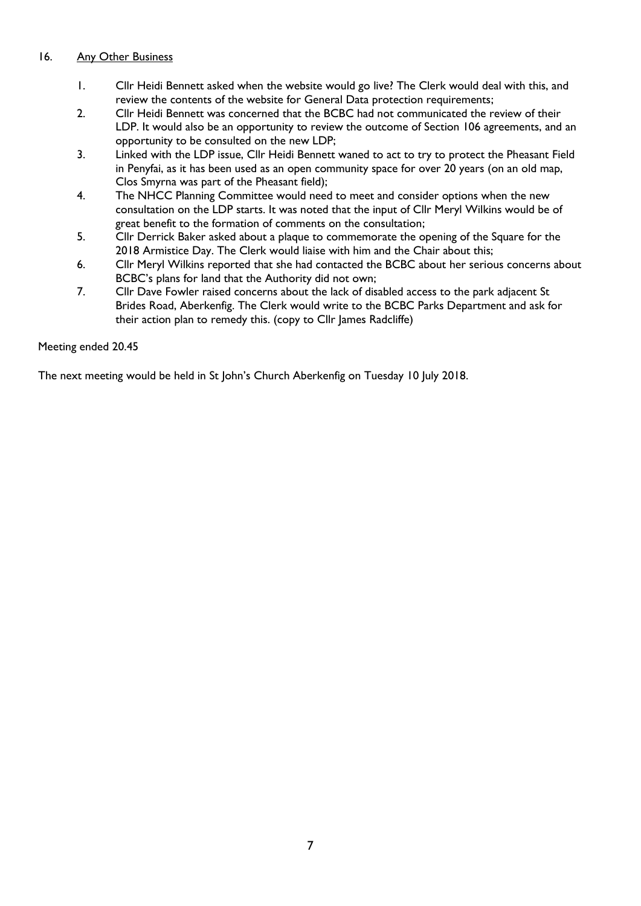## 16. Any Other Business

1. Cllr Heidi Bennett asked when the website would go live? The Clerk would deal with this, and review the contents of the website for General Data protection requirements;
2. Cllr Heidi Bennett was concerned that the BCBC had not communicated the review of their LDP. It would also be an opportunity to review the outcome of Section 106 agreements, and an opportunity to be consulted on the new LDP;
3. Linked with the LDP issue, Cllr Heidi Bennett waned to act to try to protect the Pheasant Field in Penyfai, as it has been used as an open community space for over 20 years (on an old map, Clos Smyrna was part of the Pheasant field);
4. The NHCC Planning Committee would need to meet and consider options when the new consultation on the LDP starts. It was noted that the input of Cllr Meryl Wilkins would be of great benefit to the formation of comments on the consultation;
5. Cllr Derrick Baker asked about a plaque to commemorate the opening of the Square for the 2018 Armistice Day. The Clerk would liaise with him and the Chair about this;
6. Cllr Meryl Wilkins reported that she had contacted the BCBC about her serious concerns about BCBC's plans for land that the Authority did not own;
7. Cllr Dave Fowler raised concerns about the lack of disabled access to the park adjacent St Brides Road, Aberkenfig. The Clerk would write to the BCBC Parks Department and ask for their action plan to remedy this. (copy to Cllr James Radcliffe)

Meeting ended 20.45

The next meeting would be held in St John's Church Aberkenfig on Tuesday 10 July 2018.